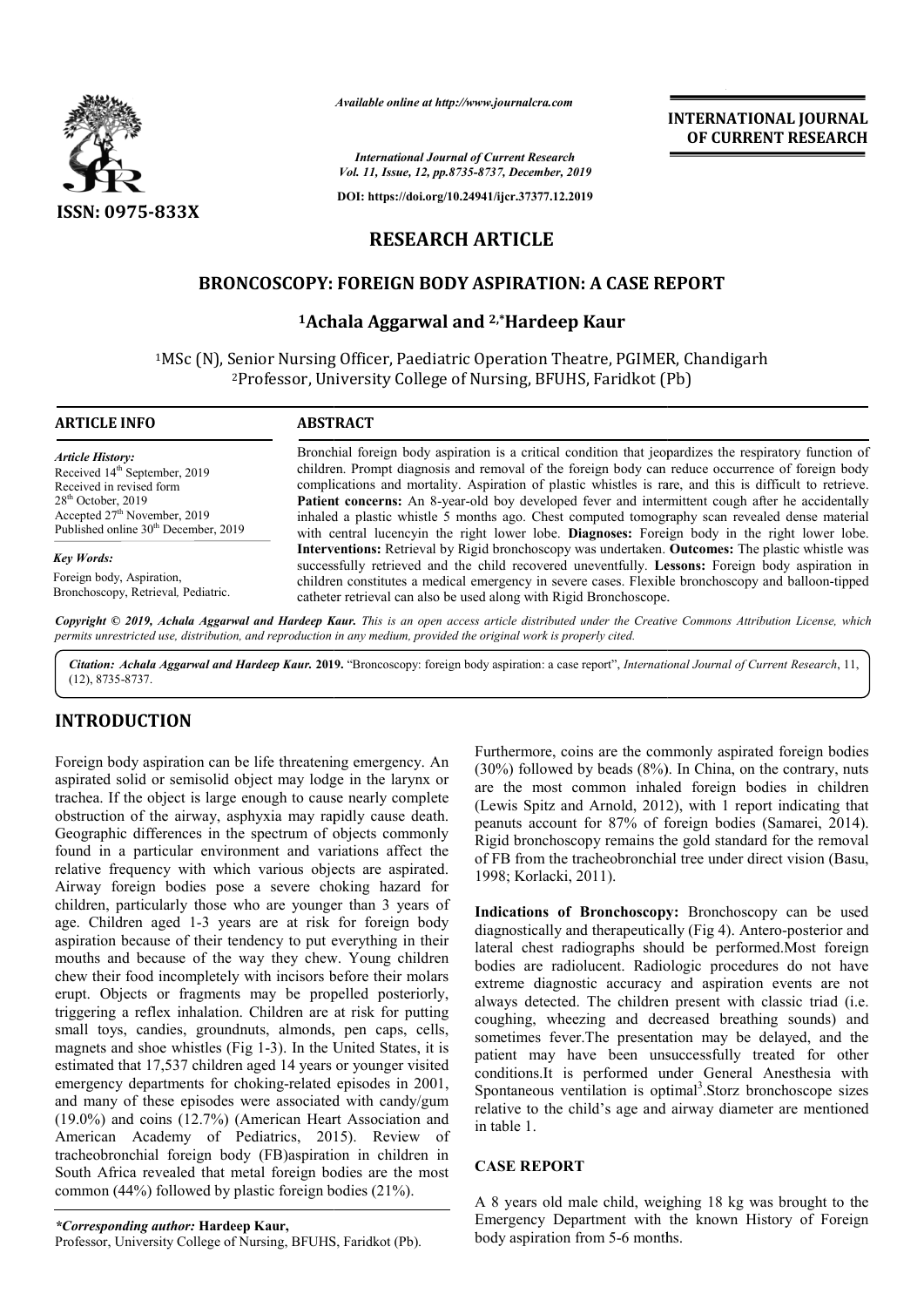# RESEARCH ARTICLE

## BRONCOSCOPY: FOREIGN BODY ASPIRATION: A CASE REPORT

**[1]Achala Aggarwal and [2,*]Hardeep Kaur**

[1]MSc (N), Senior Nursing Officer, Paediatric Operation Theatre, PGIMER, Chandigarh
[2]Professor, University College of Nursing, BFUHS, Faridkot (Pb)

### ARTICLE INFO

*Article History:*
Received 14th September, 2019
Received in revised form
28th October, 2019
Accepted 27th November, 2019
Published online 30th December, 2019

*Key Words:*
Foreign body, Aspiration, Bronchoscopy, Retrieval, Pediatric.

### ABSTRACT

Bronchial foreign body aspiration is a critical condition that jeopardizes the respiratory function of children. Prompt diagnosis and removal of the foreign body can reduce occurrence of foreign body complications and mortality. Aspiration of plastic whistles is rare, and this is difficult to retrieve. **Patient concerns:** An 8-year-old boy developed fever and intermittent cough after he accidentally inhaled a plastic whistle 5 months ago. Chest computed tomography scan revealed dense material with central lucencyin the right lower lobe. **Diagnoses:** Foreign body in the right lower lobe. **Interventions:** Retrieval by Rigid bronchoscopy was undertaken. **Outcomes:** The plastic whistle was successfully retrieved and the child recovered uneventfully. **Lessons:** Foreign body aspiration in children constitutes a medical emergency in severe cases. Flexible bronchoscopy and balloon-tipped catheter retrieval can also be used along with Rigid Bronchoscope.

*Copyright © 2019, Achala Aggarwal and Hardeep Kaur. This is an open access article distributed under the Creative Commons Attribution License, which permits unrestricted use, distribution, and reproduction in any medium, provided the original work is properly cited.*

*Citation: Achala Aggarwal and Hardeep Kaur.* **2019.** "Broncoscopy: foreign body aspiration: a case report", *International Journal of Current Research*, 11, (12), 8735-8737.

## INTRODUCTION

Foreign body aspiration can be life threatening emergency. An aspirated solid or semisolid object may lodge in the larynx or trachea. If the object is large enough to cause nearly complete obstruction of the airway, asphyxia may rapidly cause death. Geographic differences in the spectrum of objects commonly found in a particular environment and variations affect the relative frequency with which various objects are aspirated. Airway foreign bodies pose a severe choking hazard for children, particularly those who are younger than 3 years of age. Children aged 1-3 years are at risk for foreign body aspiration because of their tendency to put everything in their mouths and because of the way they chew. Young children chew their food incompletely with incisors before their molars erupt. Objects or fragments may be propelled posteriorly, triggering a reflex inhalation. Children are at risk for putting small toys, candies, groundnuts, almonds, pen caps, cells, magnets and shoe whistles (Fig 1-3). In the United States, it is estimated that 17,537 children aged 14 years or younger visited emergency departments for choking-related episodes in 2001, and many of these episodes were associated with candy/gum (19.0%) and coins (12.7%) (American Heart Association and American Academy of Pediatrics, 2015). Review of tracheobronchial foreign body (FB)aspiration in children in South Africa revealed that metal foreign bodies are the most common (44%) followed by plastic foreign bodies (21%).

Furthermore, coins are the commonly aspirated foreign bodies (30%) followed by beads (8%). In China, on the contrary, nuts are the most common inhaled foreign bodies in children (Lewis Spitz and Arnold, 2012), with 1 report indicating that peanuts account for 87% of foreign bodies (Samarei, 2014). Rigid bronchoscopy remains the gold standard for the removal of FB from the tracheobronchial tree under direct vision (Basu, 1998; Korlacki, 2011).

**Indications of Bronchoscopy:** Bronchoscopy can be used diagnostically and therapeutically (Fig 4). Antero-posterior and lateral chest radiographs should be performed.Most foreign bodies are radiolucent. Radiologic procedures do not have extreme diagnostic accuracy and aspiration events are not always detected. The children present with classic triad (i.e. coughing, wheezing and decreased breathing sounds) and sometimes fever.The presentation may be delayed, and the patient may have been unsuccessfully treated for other conditions.It is performed under General Anesthesia with Spontaneous ventilation is optimal[3].Storz bronchoscope sizes relative to the child's age and airway diameter are mentioned in table 1.

## CASE REPORT

A 8 years old male child, weighing 18 kg was brought to the Emergency Department with the known History of Foreign body aspiration from 5-6 months.

*\*Corresponding author:* **Hardeep Kaur,**
Professor, University College of Nursing, BFUHS, Faridkot (Pb).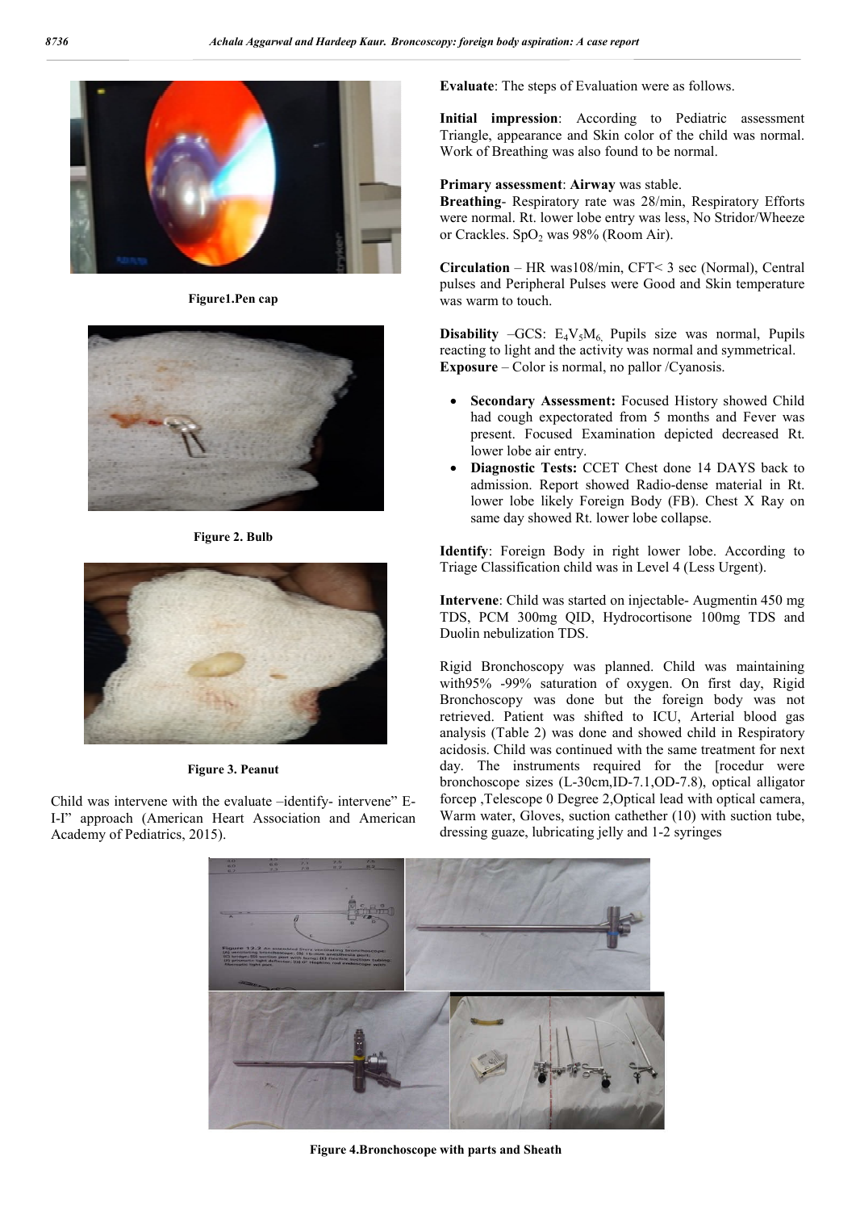Figure1.Pen cap

Figure 2. Bulb

Figure 3. Peanut

Child was intervene with the evaluate –identify- intervene" E-I-I" approach (American Heart Association and American Academy of Pediatrics, 2015).

**Evaluate**: The steps of Evaluation were as follows.

**Initial impression**: According to Pediatric assessment Triangle, appearance and Skin color of the child was normal. Work of Breathing was also found to be normal.

**Primary assessment**: **Airway** was stable.
**Breathing**- Respiratory rate was 28/min, Respiratory Efforts were normal. Rt. lower lobe entry was less, No Stridor/Wheeze or Crackles. $SpO_2$ was 98% (Room Air).

**Circulation** – HR was108/min, CFT< 3 sec (Normal), Central pulses and Peripheral Pulses were Good and Skin temperature was warm to touch.

**Disability** –GCS: $E_4V_5M_6$, Pupils size was normal, Pupils reacting to light and the activity was normal and symmetrical.
**Exposure** – Color is normal, no pallor /Cyanosis.

- **Secondary Assessment:** Focused History showed Child had cough expectorated from 5 months and Fever was present. Focused Examination depicted decreased Rt. lower lobe air entry.
- **Diagnostic Tests:** CCET Chest done 14 DAYS back to admission. Report showed Radio-dense material in Rt. lower lobe likely Foreign Body (FB). Chest X Ray on same day showed Rt. lower lobe collapse.

**Identify**: Foreign Body in right lower lobe. According to Triage Classification child was in Level 4 (Less Urgent).

**Intervene**: Child was started on injectable- Augmentin 450 mg TDS, PCM 300mg QID, Hydrocortisone 100mg TDS and Duolin nebulization TDS.

Rigid Bronchoscopy was planned. Child was maintaining with95% -99% saturation of oxygen. On first day, Rigid Bronchoscopy was done but the foreign body was not retrieved. Patient was shifted to ICU, Arterial blood gas analysis (Table 2) was done and showed child in Respiratory acidosis. Child was continued with the same treatment for next day. The instruments required for the [rocedur were bronchoscope sizes (L-30cm,ID-7.1,OD-7.8), optical alligator forcep ,Telescope 0 Degree 2,Optical lead with optical camera, Warm water, Gloves, suction cathether (10) with suction tube, dressing guaze, lubricating jelly and 1-2 syringes

Figure 4.Bronchoscope with parts and Sheath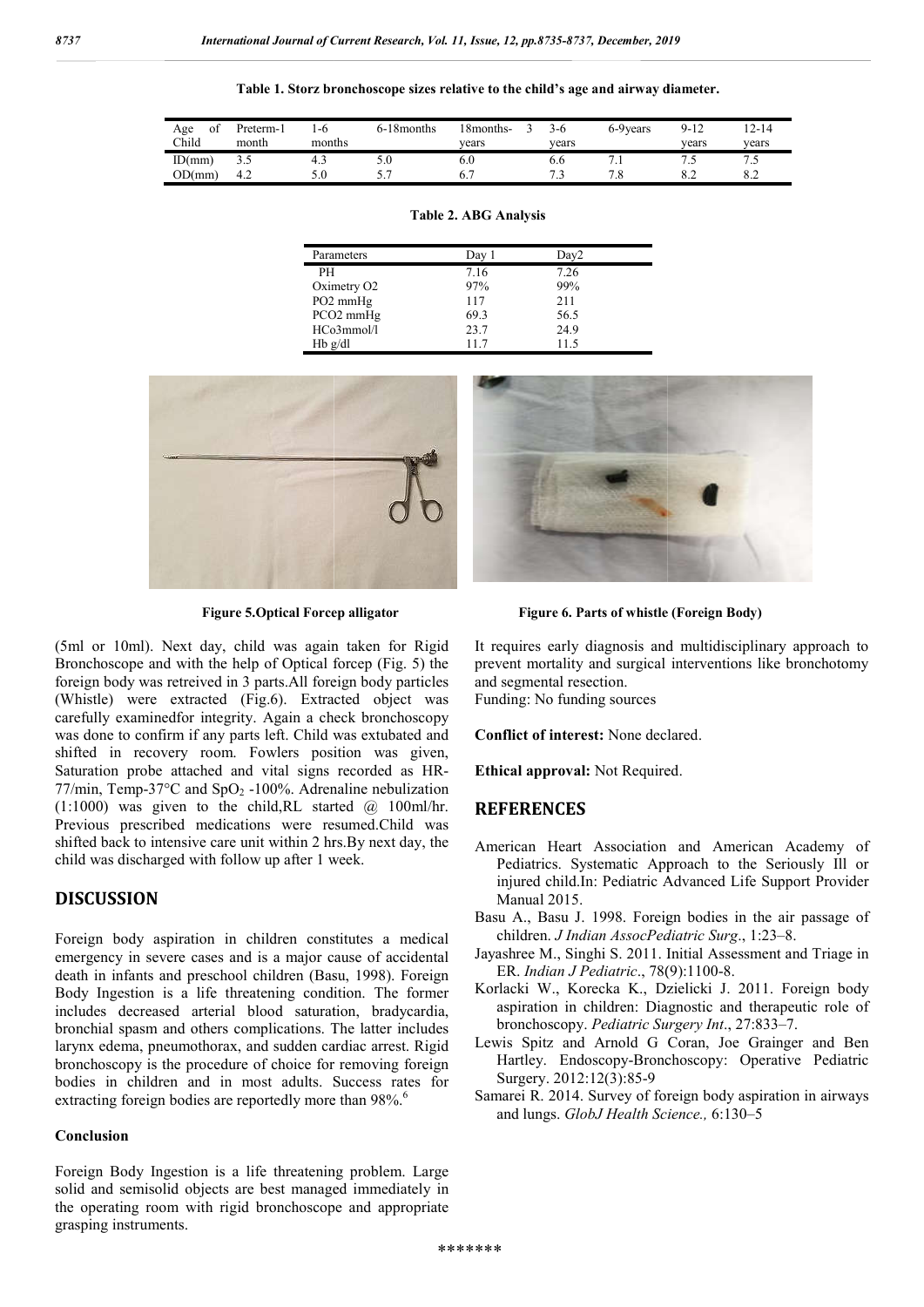**Table 1. Storz bronchoscope sizes relative to the child's age and airway diameter.**

| Age of Child | Preterm-1 month | 1-6 months | 6-18months | 18months-3 years | 3-6 years | 6-9years | 9-12 years | 12-14 years |
|---|---|---|---|---|---|---|---|---|
| ID(mm) | 3.5 | 4.3 | 5.0 | 6.0 | 6.6 | 7.1 | 7.5 | 7.5 |
| OD(mm) | 4.2 | 5.0 | 5.7 | 6.7 | 7.3 | 7.8 | 8.2 | 8.2 |

**Table 2. ABG Analysis**

| Parameters | Day 1 | Day2 |
|---|---|---|
| PH | 7.16 | 7.26 |
| Oximetry O2 | 97% | 99% |
| PO2 mmHg | 117 | 211 |
| PCO2 mmHg | 69.3 | 56.5 |
| HCo3mmol/l | 23.7 | 24.9 |
| Hb g/dl | 11.7 | 11.5 |

**Figure 5.Optical Forcep alligator**

**Figure 6. Parts of whistle (Foreign Body)**

(5ml or 10ml). Next day, child was again taken for Rigid Bronchoscope and with the help of Optical forcep (Fig. 5) the foreign body was retreived in 3 parts.All foreign body particles (Whistle) were extracted (Fig.6). Extracted object was carefully examinedfor integrity. Again a check bronchoscopy was done to confirm if any parts left. Child was extubated and shifted in recovery room. Fowlers position was given, Saturation probe attached and vital signs recorded as HR-77/min, Temp-37°C and $SpO_2$ -100%. Adrenaline nebulization (1:1000) was given to the child,RL started @ 100ml/hr. Previous prescribed medications were resumed.Child was shifted back to intensive care unit within 2 hrs.By next day, the child was discharged with follow up after 1 week.

## DISCUSSION

Foreign body aspiration in children constitutes a medical emergency in severe cases and is a major cause of accidental death in infants and preschool children (Basu, 1998). Foreign Body Ingestion is a life threatening condition. The former includes decreased arterial blood saturation, bradycardia, bronchial spasm and others complications. The latter includes larynx edema, pneumothorax, and sudden cardiac arrest. Rigid bronchoscopy is the procedure of choice for removing foreign bodies in children and in most adults. Success rates for extracting foreign bodies are reportedly more than 98%.[6]

### Conclusion

Foreign Body Ingestion is a life threatening problem. Large solid and semisolid objects are best managed immediately in the operating room with rigid bronchoscope and appropriate grasping instruments.

It requires early diagnosis and multidisciplinary approach to prevent mortality and surgical interventions like bronchotomy and segmental resection.

Funding: No funding sources

**Conflict of interest:** None declared.

**Ethical approval:** Not Required.

## REFERENCES

American Heart Association and American Academy of Pediatrics. Systematic Approach to the Seriously Ill or injured child.In: Pediatric Advanced Life Support Provider Manual 2015.

Basu A., Basu J. 1998. Foreign bodies in the air passage of children. *J Indian AssocPediatric Surg*., 1:23–8.

Jayashree M., Singhi S. 2011. Initial Assessment and Triage in ER. *Indian J Pediatric*., 78(9):1100-8.

Korlacki W., Korecka K., Dzielicki J. 2011. Foreign body aspiration in children: Diagnostic and therapeutic role of bronchoscopy. *Pediatric Surgery Int*., 27:833–7.

Lewis Spitz and Arnold G Coran, Joe Grainger and Ben Hartley. Endoscopy-Bronchoscopy: Operative Pediatric Surgery. 2012:12(3):85-9

Samarei R. 2014. Survey of foreign body aspiration in airways and lungs. *GlobJ Health Science.,* 6:130–5